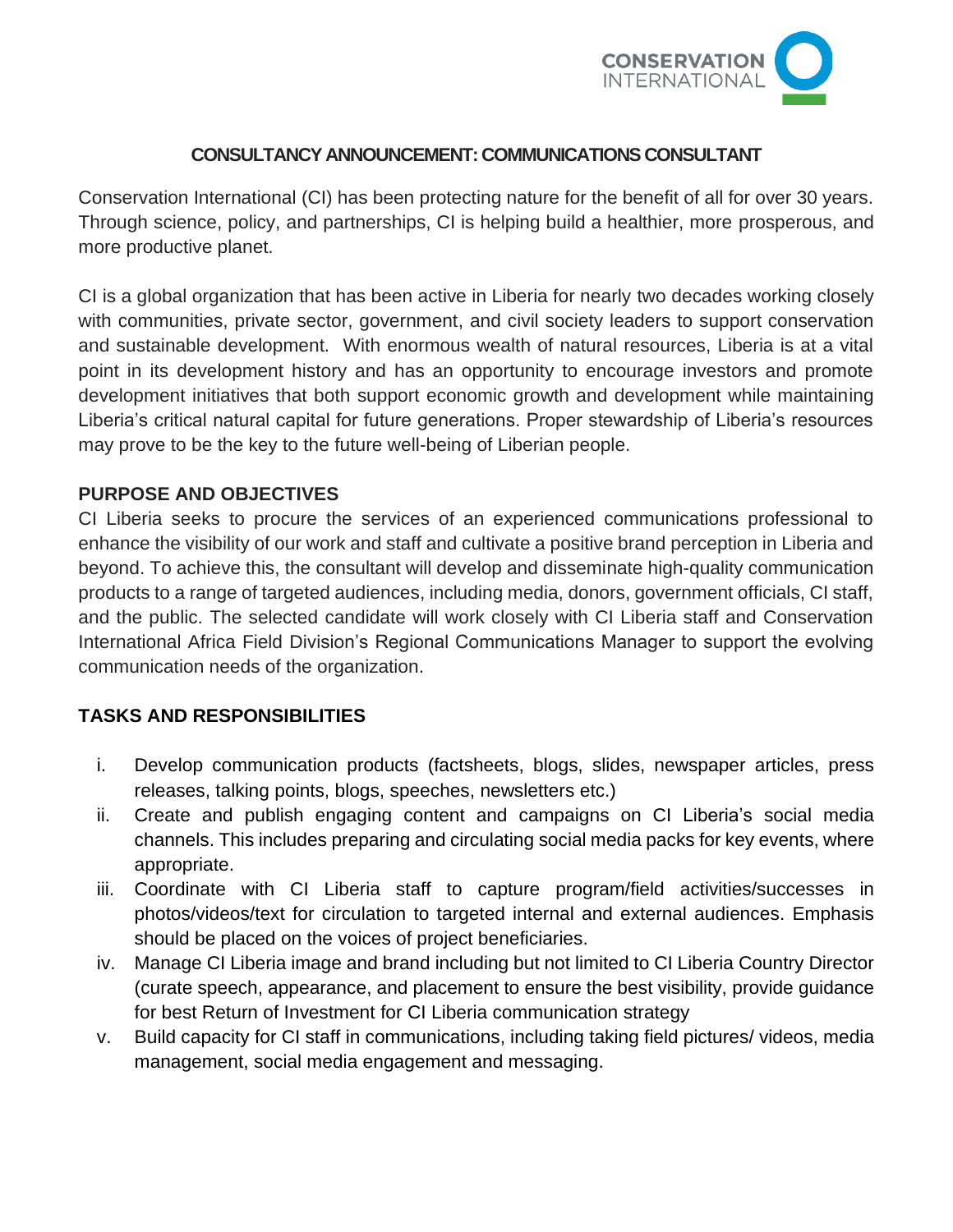# CONSULTANCY ANNOUNCEMENT: COMMUNICATIONS CONSULTANT

Conservation International (CI) has been protecting nature for the benefit of all for over 30 years. Through science, policy, and partnerships, CI is helping build a healthier, more prosperous, and more productive planet.

CI is a global organization that has been active in Liberia for nearly two decades working closely with communities, private sector, government, and civil society leaders to support conservation and sustainable development. With enormous wealth of natural resources, Liberia is at a vital point in its development history and has an opportunity to encourage investors and promote development initiatives that both support economic growth and development while maintaining Liberia's critical natural capital for future generations. Proper stewardship of Liberia's resources may prove to be the key to the future well-being of Liberian people.

## PURPOSE AND OBJECTIVES

CI Liberia seeks to procure the services of an experienced communications professional to enhance the visibility of our work and staff and cultivate a positive brand perception in Liberia and beyond. To achieve this, the consultant will develop and disseminate high-quality communication products to a range of targeted audiences, including media, donors, government officials, CI staff, and the public. The selected candidate will work closely with CI Liberia staff and Conservation International Africa Field Division's Regional Communications Manager to support the evolving communication needs of the organization.

## TASKS AND RESPONSIBILITIES

i. Develop communication products (factsheets, blogs, slides, newspaper articles, press releases, talking points, blogs, speeches, newsletters etc.)

ii. Create and publish engaging content and campaigns on CI Liberia's social media channels. This includes preparing and circulating social media packs for key events, where appropriate.

iii. Coordinate with CI Liberia staff to capture program/field activities/successes in photos/videos/text for circulation to targeted internal and external audiences. Emphasis should be placed on the voices of project beneficiaries.

iv. Manage CI Liberia image and brand including but not limited to CI Liberia Country Director (curate speech, appearance, and placement to ensure the best visibility, provide guidance for best Return of Investment for CI Liberia communication strategy

v. Build capacity for CI staff in communications, including taking field pictures/ videos, media management, social media engagement and messaging.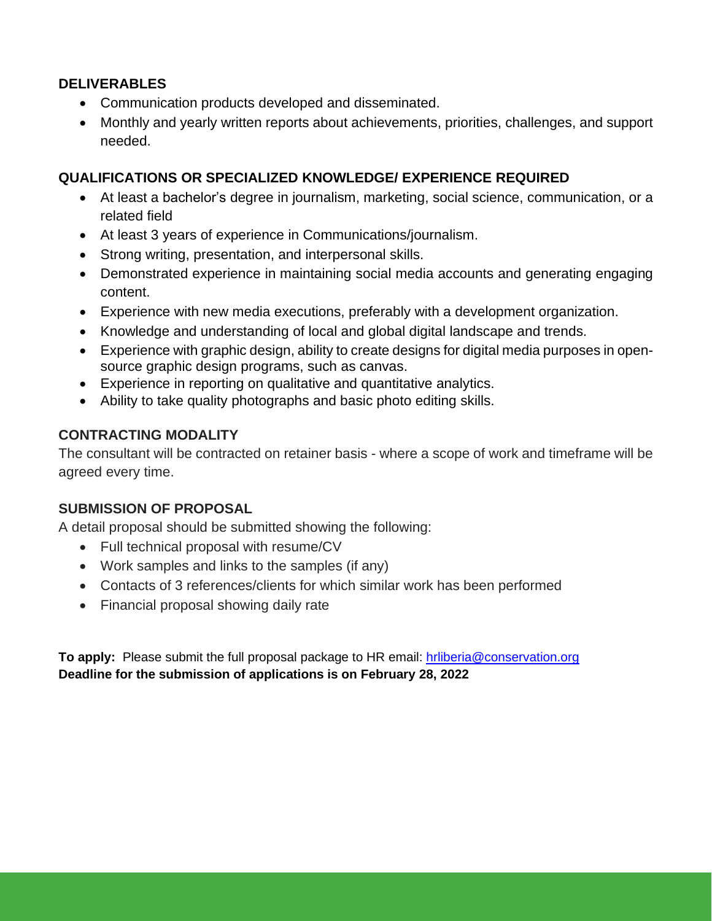**DELIVERABLES**

- Communication products developed and disseminated.
- Monthly and yearly written reports about achievements, priorities, challenges, and support needed.

**QUALIFICATIONS OR SPECIALIZED KNOWLEDGE/ EXPERIENCE REQUIRED**

- At least a bachelor's degree in journalism, marketing, social science, communication, or a related field
- At least 3 years of experience in Communications/journalism.
- Strong writing, presentation, and interpersonal skills.
- Demonstrated experience in maintaining social media accounts and generating engaging content.
- Experience with new media executions, preferably with a development organization.
- Knowledge and understanding of local and global digital landscape and trends.
- Experience with graphic design, ability to create designs for digital media purposes in open-source graphic design programs, such as canvas.
- Experience in reporting on qualitative and quantitative analytics.
- Ability to take quality photographs and basic photo editing skills.

**CONTRACTING MODALITY**

The consultant will be contracted on retainer basis - where a scope of work and timeframe will be agreed every time.

**SUBMISSION OF PROPOSAL**

A detail proposal should be submitted showing the following:

- Full technical proposal with resume/CV
- Work samples and links to the samples (if any)
- Contacts of 3 references/clients for which similar work has been performed
- Financial proposal showing daily rate

**To apply:** Please submit the full proposal package to HR email: hrliberia@conservation.org
**Deadline for the submission of applications is on February 28, 2022**